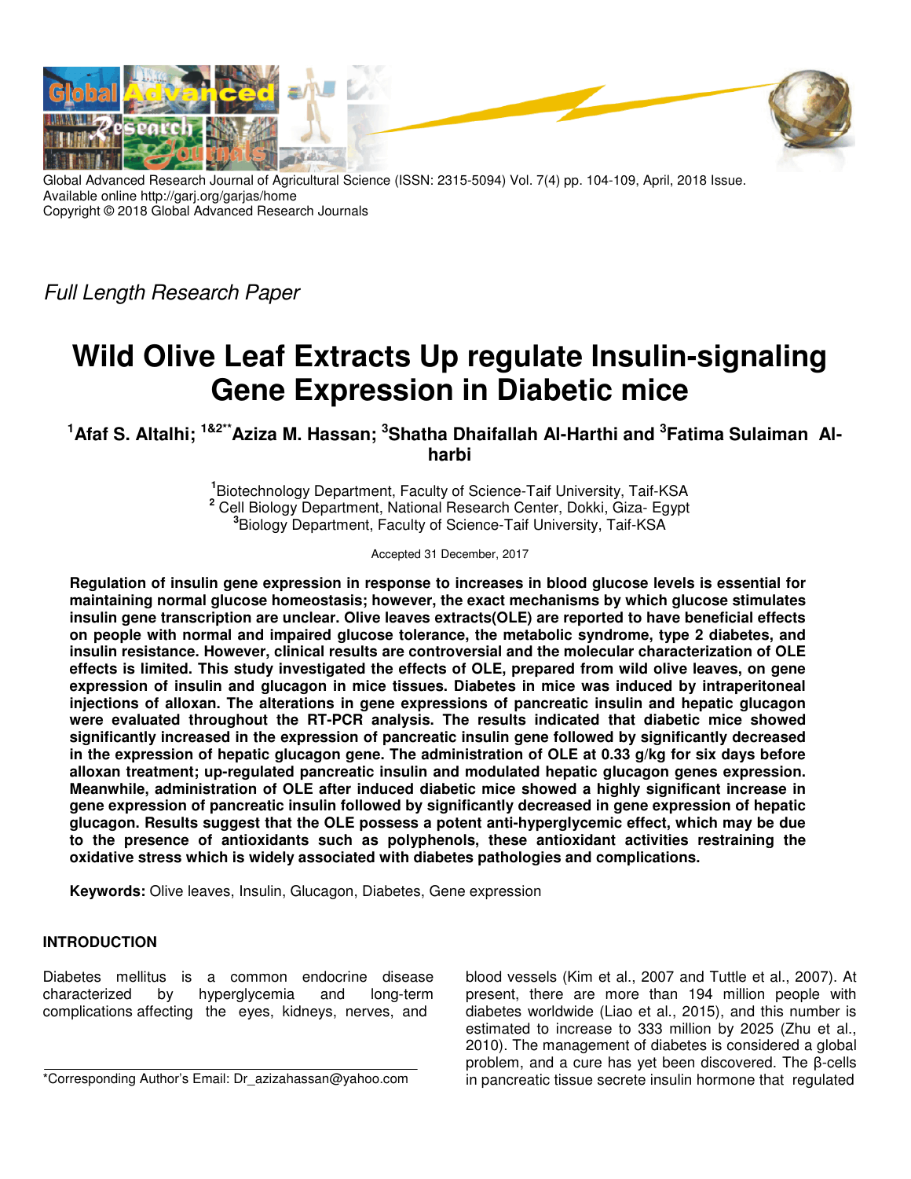Global Advanced Research Journal of Agricultural Science (ISSN: 2315-5094) Vol. 7(4) pp. 104-109, April, 2018 Issue.
Available online http://garj.org/garjas/home
Copyright © 2018 Global Advanced Research Journals

*Full Length Research Paper*

# Wild Olive Leaf Extracts Up regulate Insulin-signaling Gene Expression in Diabetic mice

**[1]Afaf S. Altalhi; [1&2]**Aziza M. Hassan; [3]Shatha Dhaifallah Al-Harthi and [3]Fatima Sulaiman Al-harbi**

[1]Biotechnology Department, Faculty of Science-Taif University, Taif-KSA
[2] Cell Biology Department, National Research Center, Dokki, Giza- Egypt
[3]Biology Department, Faculty of Science-Taif University, Taif-KSA

Accepted 31 December, 2017

**Regulation of insulin gene expression in response to increases in blood glucose levels is essential for maintaining normal glucose homeostasis; however, the exact mechanisms by which glucose stimulates insulin gene transcription are unclear. Olive leaves extracts(OLE) are reported to have beneficial effects on people with normal and impaired glucose tolerance, the metabolic syndrome, type 2 diabetes, and insulin resistance. However, clinical results are controversial and the molecular characterization of OLE effects is limited. This study investigated the effects of OLE, prepared from wild olive leaves, on gene expression of insulin and glucagon in mice tissues. Diabetes in mice was induced by intraperitoneal injections of alloxan. The alterations in gene expressions of pancreatic insulin and hepatic glucagon were evaluated throughout the RT-PCR analysis. The results indicated that diabetic mice showed significantly increased in the expression of pancreatic insulin gene followed by significantly decreased in the expression of hepatic glucagon gene. The administration of OLE at 0.33 g/kg for six days before alloxan treatment; up-regulated pancreatic insulin and modulated hepatic glucagon genes expression. Meanwhile, administration of OLE after induced diabetic mice showed a highly significant increase in gene expression of pancreatic insulin followed by significantly decreased in gene expression of hepatic glucagon. Results suggest that the OLE possess a potent anti-hyperglycemic effect, which may be due to the presence of antioxidants such as polyphenols, these antioxidant activities restraining the oxidative stress which is widely associated with diabetes pathologies and complications.**

**Keywords:** Olive leaves, Insulin, Glucagon, Diabetes, Gene expression

## INTRODUCTION

Diabetes mellitus is a common endocrine disease characterized by hyperglycemia and long-term complications affecting the eyes, kidneys, nerves, and blood vessels (Kim et al., 2007 and Tuttle et al., 2007). At present, there are more than 194 million people with diabetes worldwide (Liao et al., 2015), and this number is estimated to increase to 333 million by 2025 (Zhu et al., 2010). The management of diabetes is considered a global problem, and a cure has yet been discovered. The β-cells in pancreatic tissue secrete insulin hormone that regulated

*Corresponding Author's Email: Dr_azizahassan@yahoo.com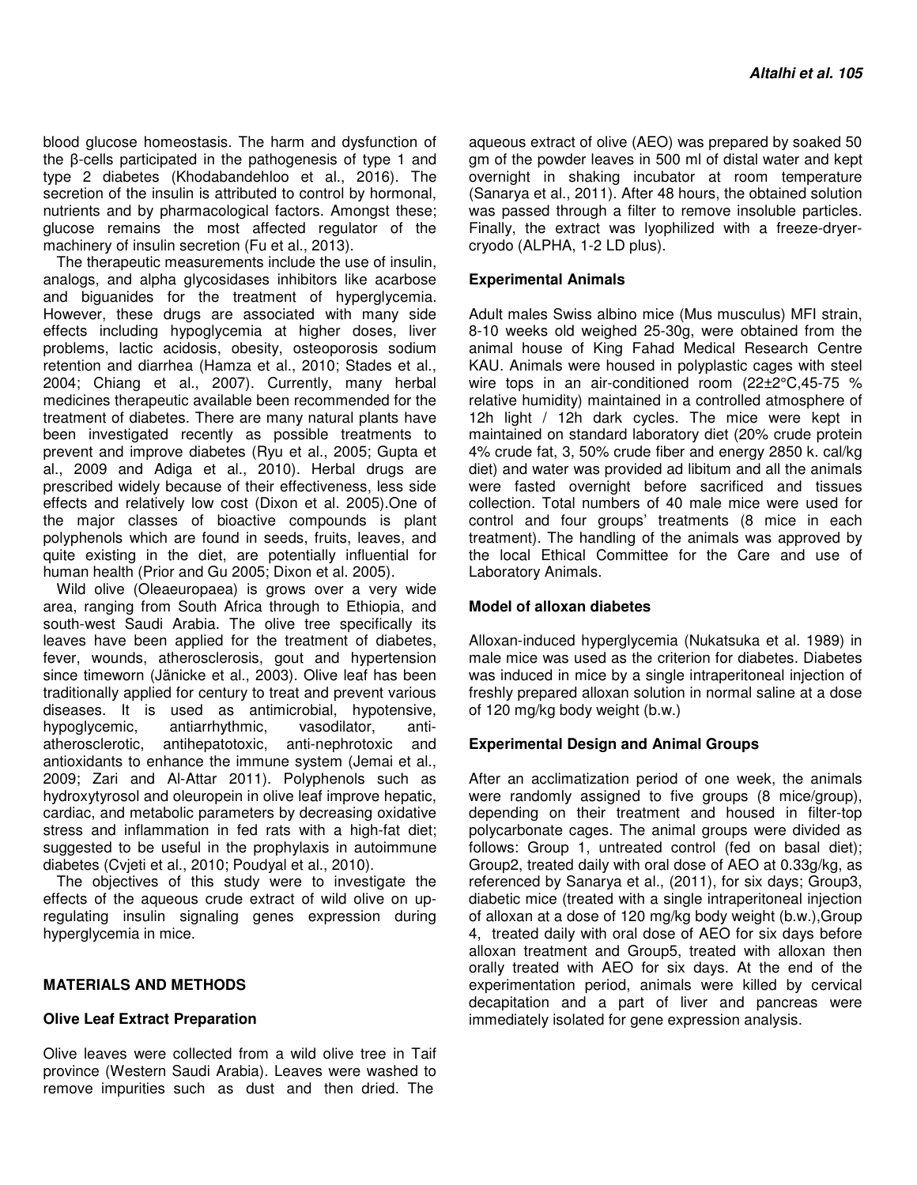blood glucose homeostasis. The harm and dysfunction of the β-cells participated in the pathogenesis of type 1 and type 2 diabetes (Khodabandehloo et al., 2016). The secretion of the insulin is attributed to control by hormonal, nutrients and by pharmacological factors. Amongst these; glucose remains the most affected regulator of the machinery of insulin secretion (Fu et al., 2013).

The therapeutic measurements include the use of insulin, analogs, and alpha glycosidases inhibitors like acarbose and biguanides for the treatment of hyperglycemia. However, these drugs are associated with many side effects including hypoglycemia at higher doses, liver problems, lactic acidosis, obesity, osteoporosis sodium retention and diarrhea (Hamza et al., 2010; Stades et al., 2004; Chiang et al., 2007). Currently, many herbal medicines therapeutic available been recommended for the treatment of diabetes. There are many natural plants have been investigated recently as possible treatments to prevent and improve diabetes (Ryu et al., 2005; Gupta et al., 2009 and Adiga et al., 2010). Herbal drugs are prescribed widely because of their effectiveness, less side effects and relatively low cost (Dixon et al. 2005).One of the major classes of bioactive compounds is plant polyphenols which are found in seeds, fruits, leaves, and quite existing in the diet, are potentially influential for human health (Prior and Gu 2005; Dixon et al. 2005).

Wild olive (Oleaeuropaea) is grows over a very wide area, ranging from South Africa through to Ethiopia, and south-west Saudi Arabia. The olive tree specifically its leaves have been applied for the treatment of diabetes, fever, wounds, atherosclerosis, gout and hypertension since timeworn (Jänicke et al., 2003). Olive leaf has been traditionally applied for century to treat and prevent various diseases. It is used as antimicrobial, hypotensive, hypoglycemic, antiarrhythmic, vasodilator, anti-atherosclerotic, antihepatotoxic, anti-nephrotoxic and antioxidants to enhance the immune system (Jemai et al., 2009; Zari and Al-Attar 2011). Polyphenols such as hydroxytyrosol and oleuropein in olive leaf improve hepatic, cardiac, and metabolic parameters by decreasing oxidative stress and inflammation in fed rats with a high-fat diet; suggested to be useful in the prophylaxis in autoimmune diabetes (Cvjeti et al., 2010; Poudyal et al., 2010).

The objectives of this study were to investigate the effects of the aqueous crude extract of wild olive on up-regulating insulin signaling genes expression during hyperglycemia in mice.

## MATERIALS AND METHODS

### Olive Leaf Extract Preparation

Olive leaves were collected from a wild olive tree in Taif province (Western Saudi Arabia). Leaves were washed to remove impurities such as dust and then dried. The aqueous extract of olive (AEO) was prepared by soaked 50 gm of the powder leaves in 500 ml of distal water and kept overnight in shaking incubator at room temperature (Sanarya et al., 2011). After 48 hours, the obtained solution was passed through a filter to remove insoluble particles. Finally, the extract was lyophilized with a freeze-dryer-cryodo (ALPHA, 1-2 LD plus).

### Experimental Animals

Adult males Swiss albino mice (Mus musculus) MFI strain, 8-10 weeks old weighed 25-30g, were obtained from the animal house of King Fahad Medical Research Centre KAU. Animals were housed in polyplastic cages with steel wire tops in an air-conditioned room (22±2°C,45-75 % relative humidity) maintained in a controlled atmosphere of 12h light / 12h dark cycles. The mice were kept in maintained on standard laboratory diet (20% crude protein 4% crude fat, 3, 50% crude fiber and energy 2850 k. cal/kg diet) and water was provided ad libitum and all the animals were fasted overnight before sacrificed and tissues collection. Total numbers of 40 male mice were used for control and four groups' treatments (8 mice in each treatment). The handling of the animals was approved by the local Ethical Committee for the Care and use of Laboratory Animals.

### Model of alloxan diabetes

Alloxan-induced hyperglycemia (Nukatsuka et al. 1989) in male mice was used as the criterion for diabetes. Diabetes was induced in mice by a single intraperitoneal injection of freshly prepared alloxan solution in normal saline at a dose of 120 mg/kg body weight (b.w.)

### Experimental Design and Animal Groups

After an acclimatization period of one week, the animals were randomly assigned to five groups (8 mice/group), depending on their treatment and housed in filter-top polycarbonate cages. The animal groups were divided as follows: Group 1, untreated control (fed on basal diet); Group2, treated daily with oral dose of AEO at 0.33g/kg, as referenced by Sanarya et al., (2011), for six days; Group3, diabetic mice (treated with a single intraperitoneal injection of alloxan at a dose of 120 mg/kg body weight (b.w.),Group 4, treated daily with oral dose of AEO for six days before alloxan treatment and Group5, treated with alloxan then orally treated with AEO for six days. At the end of the experimentation period, animals were killed by cervical decapitation and a part of liver and pancreas were immediately isolated for gene expression analysis.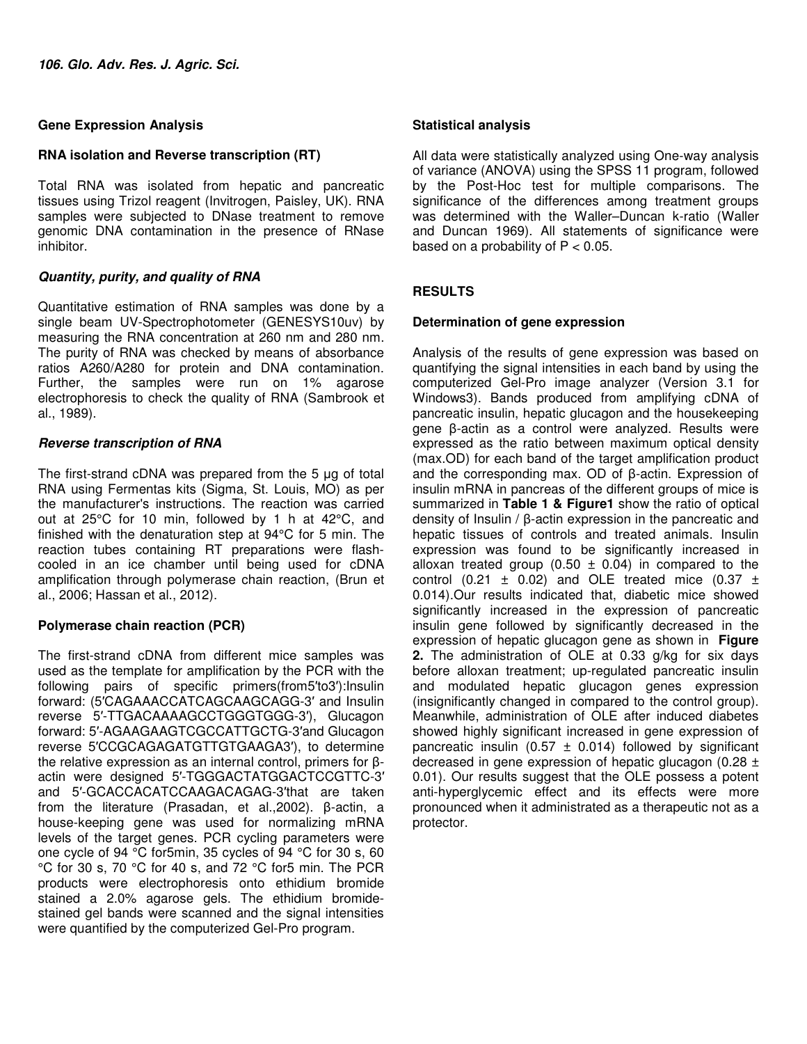## Gene Expression Analysis

### RNA isolation and Reverse transcription (RT)

Total RNA was isolated from hepatic and pancreatic tissues using Trizol reagent (Invitrogen, Paisley, UK). RNA samples were subjected to DNase treatment to remove genomic DNA contamination in the presence of RNase inhibitor.

### *Quantity, purity, and quality of RNA*

Quantitative estimation of RNA samples was done by a single beam UV-Spectrophotometer (GENESYS10uv) by measuring the RNA concentration at 260 nm and 280 nm. The purity of RNA was checked by means of absorbance ratios A260/A280 for protein and DNA contamination. Further, the samples were run on 1% agarose electrophoresis to check the quality of RNA (Sambrook et al., 1989).

### *Reverse transcription of RNA*

The first-strand cDNA was prepared from the 5 µg of total RNA using Fermentas kits (Sigma, St. Louis, MO) as per the manufacturer's instructions. The reaction was carried out at 25°C for 10 min, followed by 1 h at 42°C, and finished with the denaturation step at 94°C for 5 min. The reaction tubes containing RT preparations were flash-cooled in an ice chamber until being used for cDNA amplification through polymerase chain reaction, (Brun et al., 2006; Hassan et al., 2012).

### Polymerase chain reaction (PCR)

The first-strand cDNA from different mice samples was used as the template for amplification by the PCR with the following pairs of specific primers(from5′to3′):Insulin forward: (5′CAGAAACCATCAGCAAGCAGG-3′ and Insulin reverse 5′-TTGACAAAAGCCTGGGTGGG-3′), Glucagon forward: 5′-AGAAGAAGTCGCCATTGCTG-3′and Glucagon reverse 5′CCGCAGAGATGTTGTGAAGA3′), to determine the relative expression as an internal control, primers for β-actin were designed 5′-TGGGACTATGGACTCCGTTC-3′ and 5′-GCACCACATCCAAGACAGAG-3′that are taken from the literature (Prasadan, et al.,2002). β-actin, a house-keeping gene was used for normalizing mRNA levels of the target genes. PCR cycling parameters were one cycle of 94 °C for5min, 35 cycles of 94 °C for 30 s, 60 °C for 30 s, 70 °C for 40 s, and 72 °C for5 min. The PCR products were electrophoresis onto ethidium bromide stained a 2.0% agarose gels. The ethidium bromide-stained gel bands were scanned and the signal intensities were quantified by the computerized Gel-Pro program.

### Statistical analysis

All data were statistically analyzed using One-way analysis of variance (ANOVA) using the SPSS 11 program, followed by the Post-Hoc test for multiple comparisons. The significance of the differences among treatment groups was determined with the Waller–Duncan k-ratio (Waller and Duncan 1969). All statements of significance were based on a probability of $P < 0.05$.

## RESULTS

### Determination of gene expression

Analysis of the results of gene expression was based on quantifying the signal intensities in each band by using the computerized Gel-Pro image analyzer (Version 3.1 for Windows3). Bands produced from amplifying cDNA of pancreatic insulin, hepatic glucagon and the housekeeping gene β-actin as a control were analyzed. Results were expressed as the ratio between maximum optical density (max.OD) for each band of the target amplification product and the corresponding max. OD of β-actin. Expression of insulin mRNA in pancreas of the different groups of mice is summarized in **Table 1 & Figure1** show the ratio of optical density of Insulin / β-actin expression in the pancreatic and hepatic tissues of controls and treated animals. Insulin expression was found to be significantly increased in alloxan treated group (0.50 ± 0.04) in compared to the control (0.21 ± 0.02) and OLE treated mice (0.37 ± 0.014).Our results indicated that, diabetic mice showed significantly increased in the expression of pancreatic insulin gene followed by significantly decreased in the expression of hepatic glucagon gene as shown in **Figure 2.** The administration of OLE at 0.33 g/kg for six days before alloxan treatment; up-regulated pancreatic insulin and modulated hepatic glucagon genes expression (insignificantly changed in compared to the control group). Meanwhile, administration of OLE after induced diabetes showed highly significant increased in gene expression of pancreatic insulin (0.57 ± 0.014) followed by significant decreased in gene expression of hepatic glucagon (0.28 ± 0.01). Our results suggest that the OLE possess a potent anti-hyperglycemic effect and its effects were more pronounced when it administrated as a therapeutic not as a protector.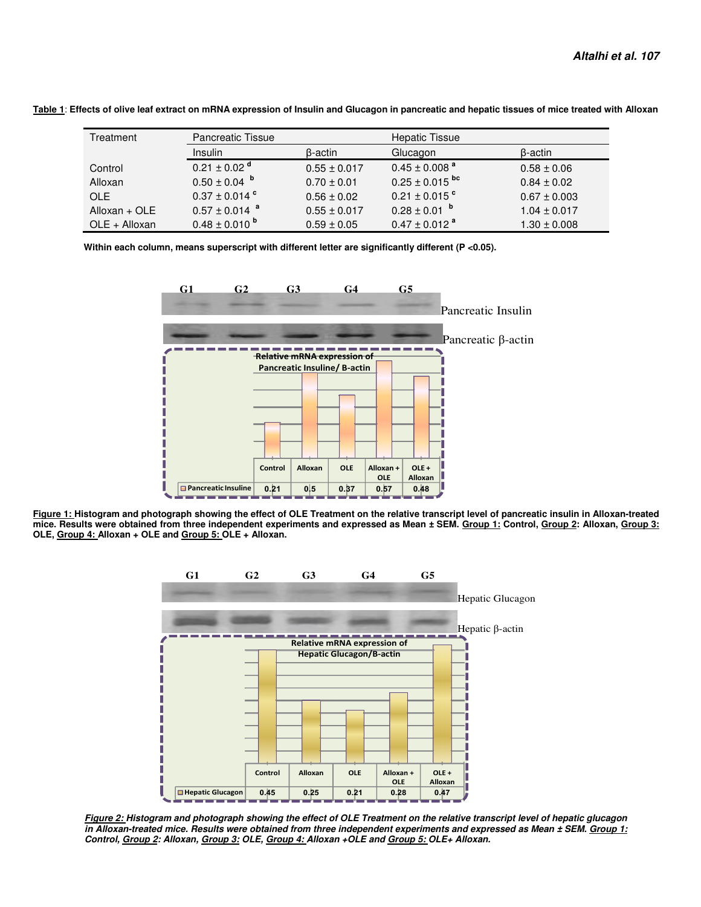**Table 1**: Effects of olive leaf extract on mRNA expression of Insulin and Glucagon in pancreatic and hepatic tissues of mice treated with Alloxan

| Treatment | Pancreatic Tissue | | Hepatic Tissue | |
|---|---|---|---|---|
| | Insulin | β-actin | Glucagon | β-actin |
| Control | 0.21 ± 0.02 [d] | 0.55 ± 0.017 | 0.45 ± 0.008 [a] | 0.58 ± 0.06 |
| Alloxan | 0.50 ± 0.04 [b] | 0.70 ± 0.01 | 0.25 ± 0.015 [bc] | 0.84 ± 0.02 |
| OLE | 0.37 ± 0.014 [c] | 0.56 ± 0.02 | 0.21 ± 0.015 [c] | 0.67 ± 0.003 |
| Alloxan + OLE | 0.57 ± 0.014 [a] | 0.55 ± 0.017 | 0.28 ± 0.01 [b] | 1.04 ± 0.017 |
| OLE + Alloxan | 0.48 ± 0.010 [b] | 0.59 ± 0.05 | 0.47 ± 0.012 [a] | 1.30 ± 0.008 |

**Within each column, means superscript with different letter are significantly different ($P < 0.05$).**

**Figure 1:** **Histogram and photograph showing the effect of OLE Treatment on the relative transcript level of pancreatic insulin in Alloxan-treated mice. Results were obtained from three independent experiments and expressed as Mean ± SEM. Group 1: Control, Group 2: Alloxan, Group 3: OLE, Group 4: Alloxan + OLE and Group 5: OLE + Alloxan.**

***Figure 2:*** ***Histogram and photograph showing the effect of OLE Treatment on the relative transcript level of hepatic glucagon in Alloxan-treated mice. Results were obtained from three independent experiments and expressed as Mean ± SEM. Group 1: Control, Group 2: Alloxan, Group 3: OLE, Group 4: Alloxan +OLE and Group 5: OLE+ Alloxan.***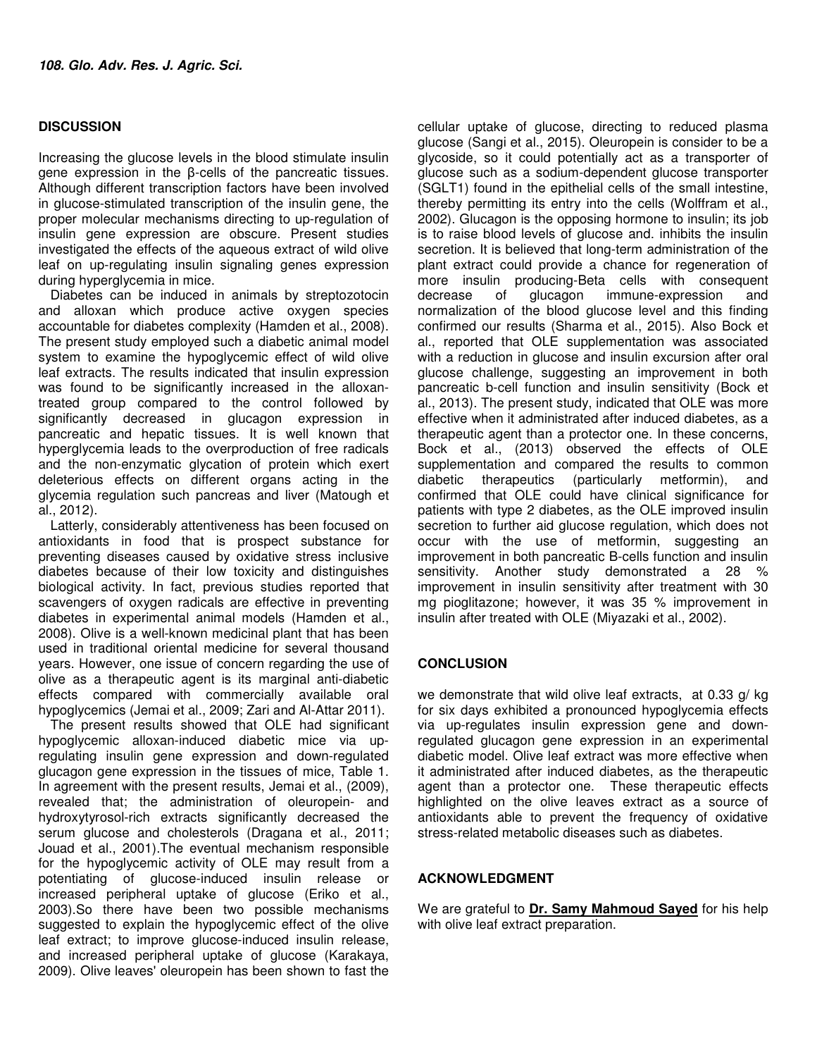## DISCUSSION

Increasing the glucose levels in the blood stimulate insulin gene expression in the β-cells of the pancreatic tissues. Although different transcription factors have been involved in glucose-stimulated transcription of the insulin gene, the proper molecular mechanisms directing to up-regulation of insulin gene expression are obscure. Present studies investigated the effects of the aqueous extract of wild olive leaf on up-regulating insulin signaling genes expression during hyperglycemia in mice.

Diabetes can be induced in animals by streptozotocin and alloxan which produce active oxygen species accountable for diabetes complexity (Hamden et al., 2008). The present study employed such a diabetic animal model system to examine the hypoglycemic effect of wild olive leaf extracts. The results indicated that insulin expression was found to be significantly increased in the alloxan-treated group compared to the control followed by significantly decreased in glucagon expression in pancreatic and hepatic tissues. It is well known that hyperglycemia leads to the overproduction of free radicals and the non-enzymatic glycation of protein which exert deleterious effects on different organs acting in the glycemia regulation such pancreas and liver (Matough et al., 2012).

Latterly, considerably attentiveness has been focused on antioxidants in food that is prospect substance for preventing diseases caused by oxidative stress inclusive diabetes because of their low toxicity and distinguishes biological activity. In fact, previous studies reported that scavengers of oxygen radicals are effective in preventing diabetes in experimental animal models (Hamden et al., 2008). Olive is a well-known medicinal plant that has been used in traditional oriental medicine for several thousand years. However, one issue of concern regarding the use of olive as a therapeutic agent is its marginal anti-diabetic effects compared with commercially available oral hypoglycemics (Jemai et al., 2009; Zari and Al-Attar 2011).

The present results showed that OLE had significant hypoglycemic alloxan-induced diabetic mice via up-regulating insulin gene expression and down-regulated glucagon gene expression in the tissues of mice, Table 1. In agreement with the present results, Jemai et al., (2009), revealed that; the administration of oleuropein- and hydroxytyrosol-rich extracts significantly decreased the serum glucose and cholesterols (Dragana et al., 2011; Jouad et al., 2001).The eventual mechanism responsible for the hypoglycemic activity of OLE may result from a potentiating of glucose-induced insulin release or increased peripheral uptake of glucose (Eriko et al., 2003).So there have been two possible mechanisms suggested to explain the hypoglycemic effect of the olive leaf extract; to improve glucose-induced insulin release, and increased peripheral uptake of glucose (Karakaya, 2009). Olive leaves' oleuropein has been shown to fast the cellular uptake of glucose, directing to reduced plasma glucose (Sangi et al., 2015). Oleuropein is consider to be a glycoside, so it could potentially act as a transporter of glucose such as a sodium-dependent glucose transporter (SGLT1) found in the epithelial cells of the small intestine, thereby permitting its entry into the cells (Wolffram et al., 2002). Glucagon is the opposing hormone to insulin; its job is to raise blood levels of glucose and. inhibits the insulin secretion. It is believed that long-term administration of the plant extract could provide a chance for regeneration of more insulin producing-Beta cells with consequent decrease of glucagon immune-expression and normalization of the blood glucose level and this finding confirmed our results (Sharma et al., 2015). Also Bock et al., reported that OLE supplementation was associated with a reduction in glucose and insulin excursion after oral glucose challenge, suggesting an improvement in both pancreatic b-cell function and insulin sensitivity (Bock et al., 2013). The present study, indicated that OLE was more effective when it administrated after induced diabetes, as a therapeutic agent than a protector one. In these concerns, Bock et al., (2013) observed the effects of OLE supplementation and compared the results to common diabetic therapeutics (particularly metformin), and confirmed that OLE could have clinical significance for patients with type 2 diabetes, as the OLE improved insulin secretion to further aid glucose regulation, which does not occur with the use of metformin, suggesting an improvement in both pancreatic B-cells function and insulin sensitivity. Another study demonstrated a 28 % improvement in insulin sensitivity after treatment with 30 mg pioglitazone; however, it was 35 % improvement in insulin after treated with OLE (Miyazaki et al., 2002).

## CONCLUSION

we demonstrate that wild olive leaf extracts, at 0.33 g/ kg for six days exhibited a pronounced hypoglycemia effects via up-regulates insulin expression gene and down-regulated glucagon gene expression in an experimental diabetic model. Olive leaf extract was more effective when it administrated after induced diabetes, as the therapeutic agent than a protector one. These therapeutic effects highlighted on the olive leaves extract as a source of antioxidants able to prevent the frequency of oxidative stress-related metabolic diseases such as diabetes.

## ACKNOWLEDGMENT

We are grateful to **Dr. Samy Mahmoud Sayed** for his help with olive leaf extract preparation.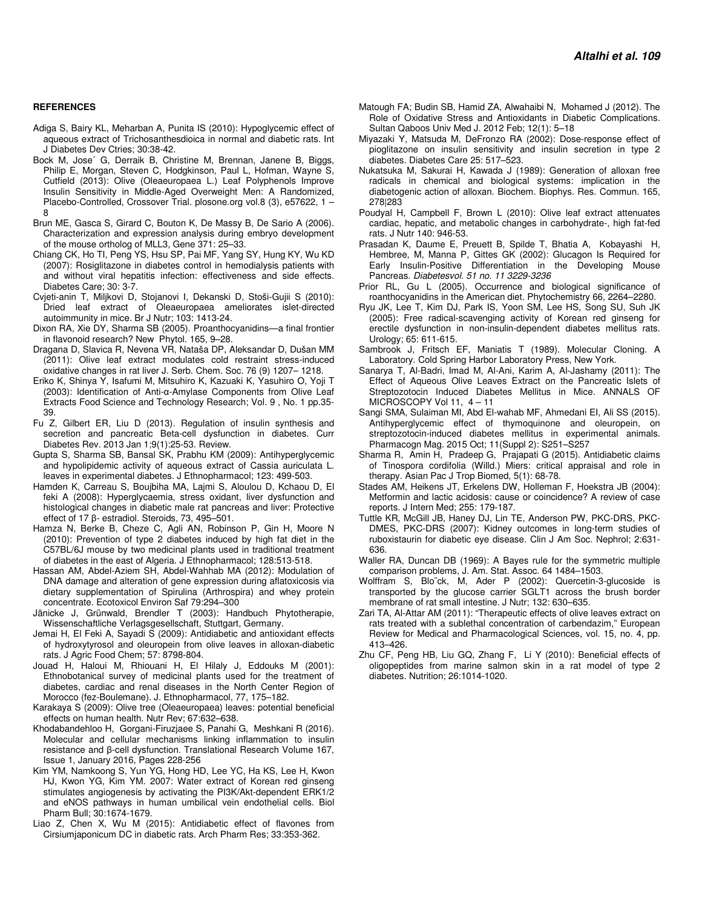**REFERENCES**

Adiga S, Bairy KL, Meharban A, Punita IS (2010): Hypoglycemic effect of aqueous extract of Trichosanthesdioica in normal and diabetic rats. Int J Diabetes Dev Ctries; 30:38-42.

Bock M, Jose´ G, Derraik B, Christine M, Brennan, Janene B, Biggs, Philip E, Morgan, Steven C, Hodgkinson, Paul L, Hofman, Wayne S, Cutfield (2013): Olive (Oleaeuropaea L.) Leaf Polyphenols Improve Insulin Sensitivity in Middle-Aged Overweight Men: A Randomized, Placebo-Controlled, Crossover Trial. plosone.org vol.8 (3), e57622, 1 – 8

Brun ME, Gasca S, Girard C, Bouton K, De Massy B, De Sario A (2006). Characterization and expression analysis during embryo development of the mouse ortholog of MLL3, Gene 371: 25–33.

Chiang CK, Ho TI, Peng YS, Hsu SP, Pai MF, Yang SY, Hung KY, Wu KD (2007): Rosiglitazone in diabetes control in hemodialysis patients with and without viral hepatitis infection: effectiveness and side effects. Diabetes Care; 30: 3-7.

Cvjeti-anin T, Miljkovi D, Stojanovi I, Dekanski D, Stoši-Gujii S (2010): Dried leaf extract of Oleaeuropaea ameliorates islet-directed autoimmunity in mice. Br J Nutr; 103: 1413-24.

Dixon RA, Xie DY, Sharma SB (2005). Proanthocyanidins—a final frontier in flavonoid research? New Phytol. 165, 9–28.

Dragana D, Slavica R, Nevena VR, Nataša DP, Aleksandar D, Dušan MM (2011): Olive leaf extract modulates cold restraint stress-induced oxidative changes in rat liver J. Serb. Chem. Soc. 76 (9) 1207– 1218.

Eriko K, Shinya Y, Isafumi M, Mitsuhiro K, Kazuaki K, Yasuhiro O, Yoji T (2003): Identification of Anti-α-Amylase Components from Olive Leaf Extracts Food Science and Technology Research; Vol. 9 , No. 1 pp.35-39.

Fu Z, Gilbert ER, Liu D (2013). Regulation of insulin synthesis and secretion and pancreatic Beta-cell dysfunction in diabetes. Curr Diabetes Rev. 2013 Jan 1;9(1):25-53. Review.

Gupta S, Sharma SB, Bansal SK, Prabhu KM (2009): Antihyperglycemic and hypolipidemic activity of aqueous extract of Cassia auriculata L. leaves in experimental diabetes. J Ethnopharmacol; 123: 499-503.

Hamden K, Carreau S, Boujbiha MA, Lajmi S, Aloulou D, Kchaou D, El feki A (2008): Hyperglycaemia, stress oxidant, liver dysfunction and histological changes in diabetic male rat pancreas and liver: Protective effect of 17 β- estradiol. Steroids, 73, 495–501.

Hamza N, Berke B, Cheze C, Agli AN, Robinson P, Gin H, Moore N (2010): Prevention of type 2 diabetes induced by high fat diet in the C57BL/6J mouse by two medicinal plants used in traditional treatment of diabetes in the east of Algeria. J Ethnopharmacol; 128:513-518.

Hassan AM, Abdel-Aziem SH, Abdel-Wahhab MA (2012): Modulation of DNA damage and alteration of gene expression during aflatoxicosis via dietary supplementation of Spirulina (Arthrospira) and whey protein concentrate. Ecotoxicol Environ Saf 79:294–300

Jänicke J, Grünwald, Brendler T (2003): Handbuch Phytotherapie, Wissenschaftliche Verlagsgesellschaft, Stuttgart, Germany.

Jemai H, El Feki A, Sayadi S (2009): Antidiabetic and antioxidant effects of hydroxytyrosol and oleuropein from olive leaves in alloxan-diabetic rats. J Agric Food Chem; 57: 8798-804.

Jouad H, Haloui M, Rhiouani H, El Hilaly J, Eddouks M (2001): Ethnobotanical survey of medicinal plants used for the treatment of diabetes, cardiac and renal diseases in the North Center Region of Morocco (fez-Boulemane). J. Ethnopharmacol, 77, 175–182.

Karakaya S (2009): Olive tree (Oleaeuropaea) leaves: potential beneficial effects on human health. Nutr Rev; 67:632–638.

Khodabandehloo H, Gorgani-Firuzjaee S, Panahi G, Meshkani R (2016). Molecular and cellular mechanisms linking inflammation to insulin resistance and β-cell dysfunction. Translational Research Volume 167, Issue 1, January 2016, Pages 228-256

Kim YM, Namkoong S, Yun YG, Hong HD, Lee YC, Ha KS, Lee H, Kwon HJ, Kwon YG, Kim YM. 2007: Water extract of Korean red ginseng stimulates angiogenesis by activating the PI3K/Akt-dependent ERK1/2 and eNOS pathways in human umbilical vein endothelial cells. Biol Pharm Bull; 30:1674-1679.

Liao Z, Chen X, Wu M (2015): Antidiabetic effect of flavones from Cirsiumjaponicum DC in diabetic rats. Arch Pharm Res; 33:353-362.

Matough FA; Budin SB, Hamid ZA, Alwahaibi N, Mohamed J (2012). The Role of Oxidative Stress and Antioxidants in Diabetic Complications. Sultan Qaboos Univ Med J. 2012 Feb; 12(1): 5–18

Miyazaki Y, Matsuda M, DeFronzo RA (2002): Dose-response effect of pioglitazone on insulin sensitivity and insulin secretion in type 2 diabetes. Diabetes Care 25: 517–523.

Nukatsuka M, Sakurai H, Kawada J (1989): Generation of alloxan free radicals in chemical and biological systems: implication in the diabetogenic action of alloxan. Biochem. Biophys. Res. Commun. 165, 278|283

Poudyal H, Campbell F, Brown L (2010): Olive leaf extract attenuates cardiac, hepatic, and metabolic changes in carbohydrate-, high fat-fed rats. J Nutr 140: 946-53.

Prasadan K, Daume E, Preuett B, Spilde T, Bhatia A, Kobayashi H, Hembree, M, Manna P, Gittes GK (2002): Glucagon Is Required for Early Insulin-Positive Differentiation in the Developing Mouse Pancreas. *Diabetesvol. 51 no. 11 3229-3236*

Prior RL, Gu L (2005). Occurrence and biological significance of roanthocyanidins in the American diet. Phytochemistry 66, 2264–2280.

Ryu JK, Lee T, Kim DJ, Park IS, Yoon SM, Lee HS, Song SU, Suh JK (2005): Free radical-scavenging activity of Korean red ginseng for erectile dysfunction in non-insulin-dependent diabetes mellitus rats. Urology; 65: 611-615.

Sambrook J, Fritsch EF, Maniatis T (1989). Molecular Cloning. A Laboratory. Cold Spring Harbor Laboratory Press, New York.

Sanarya T, Al-Badri, Imad M, Al-Ani, Karim A, Al-Jashamy (2011): The Effect of Aqueous Olive Leaves Extract on the Pancreatic Islets of Streptozotocin Induced Diabetes Mellitus in Mice. ANNALS OF MICROSCOPY Vol 11, 4 – 11

Sangi SMA, Sulaiman MI, Abd El-wahab MF, Ahmedani EI, Ali SS (2015). Antihyperglycemic effect of thymoquinone and oleuropein, on streptozotocin-induced diabetes mellitus in experimental animals. Pharmacogn Mag. 2015 Oct; 11(Suppl 2): S251–S257

Sharma R, Amin H, Pradeep G, Prajapati G (2015). Antidiabetic claims of Tinospora cordifolia (Willd.) Miers: critical appraisal and role in therapy. Asian Pac J Trop Biomed, 5(1): 68-78.

Stades AM, Heikens JT, Erkelens DW, Holleman F, Hoekstra JB (2004): Metformin and lactic acidosis: cause or coincidence? A review of case reports. J Intern Med; 255: 179-187.

Tuttle KR, McGill JB, Haney DJ, Lin TE, Anderson PW, PKC-DRS, PKC-DMES, PKC-DRS (2007): Kidney outcomes in long-term studies of ruboxistaurin for diabetic eye disease. Clin J Am Soc. Nephrol; 2:631-636.

Waller RA, Duncan DB (1969): A Bayes rule for the symmetric multiple comparison problems, J. Am. Stat. Assoc. 64 1484–1503.

Wolffram S, Blo¨ck, M, Ader P (2002): Quercetin-3-glucoside is transported by the glucose carrier SGLT1 across the brush border membrane of rat small intestine. J Nutr; 132: 630–635.

Zari TA, Al-Attar AM (2011): "Therapeutic effects of olive leaves extract on rats treated with a sublethal concentration of carbendazim," European Review for Medical and Pharmacological Sciences, vol. 15, no. 4, pp. 413–426.

Zhu CF, Peng HB, Liu GQ, Zhang F, Li Y (2010): Beneficial effects of oligopeptides from marine salmon skin in a rat model of type 2 diabetes. Nutrition; 26:1014-1020.